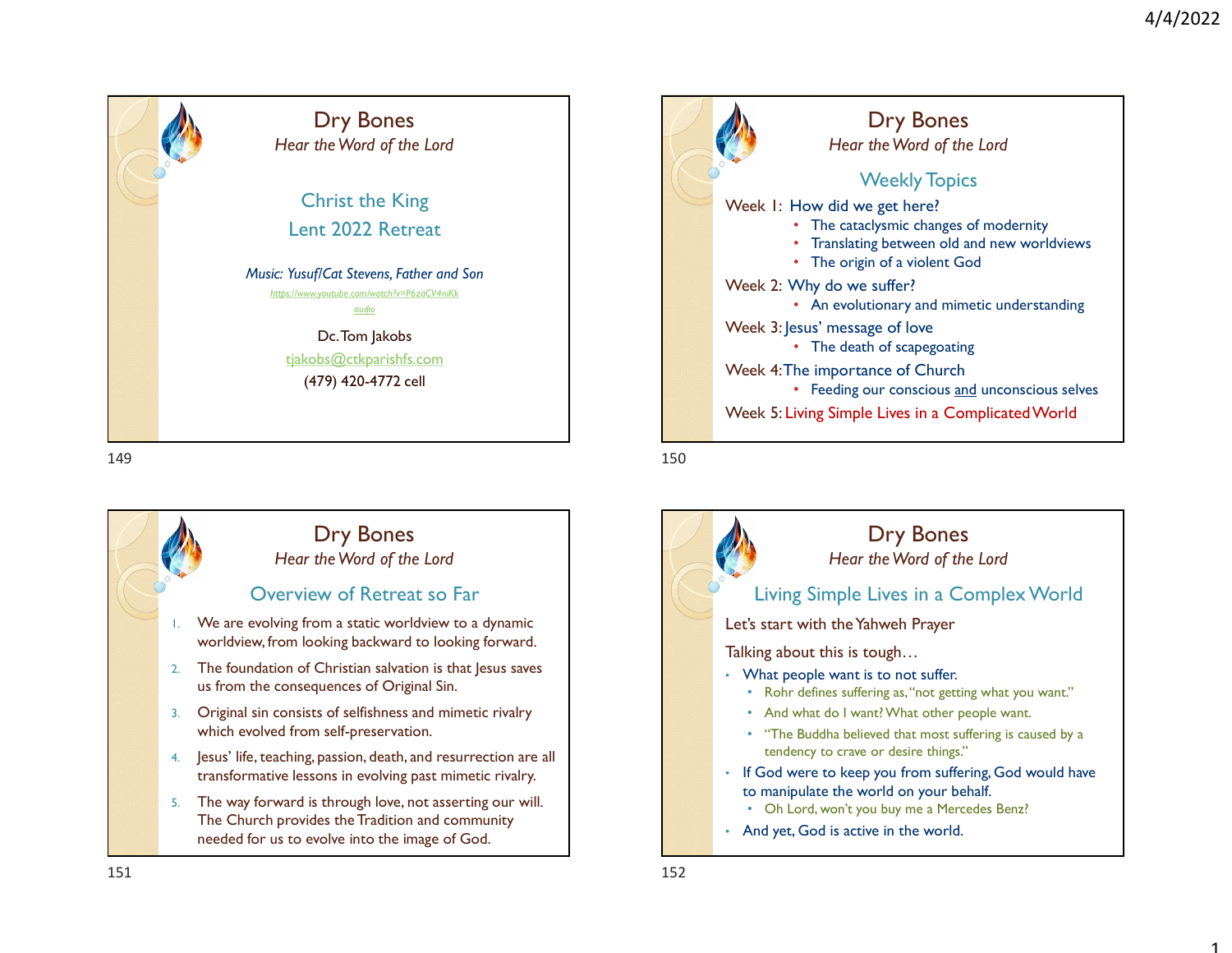# Dry Bones

*Hear the Word of the Lord*

## Christ the King
## Lent 2022 Retreat

*Music: Yusuf/Cat Stevens, Father and Son*

https://www.youtube.com/watch?v=P6zaCV4niKk

audio

Dc. Tom Jakobs

tjakobs@ctkparishfs.com

(479) 420-4772 cell

# Dry Bones

*Hear the Word of the Lord*

## Weekly Topics

Week 1: How did we get here?
- The cataclysmic changes of modernity
- Translating between old and new worldviews
- The origin of a violent God

Week 2: Why do we suffer?
- An evolutionary and mimetic understanding

Week 3: Jesus' message of love
- The death of scapegoating

Week 4: The importance of Church
- Feeding our conscious and unconscious selves

Week 5: Living Simple Lives in a Complicated World

# Dry Bones

*Hear the Word of the Lord*

## Overview of Retreat so Far

1. We are evolving from a static worldview to a dynamic worldview, from looking backward to looking forward.
2. The foundation of Christian salvation is that Jesus saves us from the consequences of Original Sin.
3. Original sin consists of selfishness and mimetic rivalry which evolved from self-preservation.
4. Jesus' life, teaching, passion, death, and resurrection are all transformative lessons in evolving past mimetic rivalry.
5. The way forward is through love, not asserting our will. The Church provides the Tradition and community needed for us to evolve into the image of God.

# Dry Bones

*Hear the Word of the Lord*

## Living Simple Lives in a Complex World

Let's start with the Yahweh Prayer

Talking about this is tough…

- What people want is to not suffer.
  - Rohr defines suffering as, "not getting what you want."
  - And what do I want? What other people want.
  - "The Buddha believed that most suffering is caused by a tendency to crave or desire things."
- If God were to keep you from suffering, God would have to manipulate the world on your behalf.
  - Oh Lord, won't you buy me a Mercedes Benz?
- And yet, God is active in the world.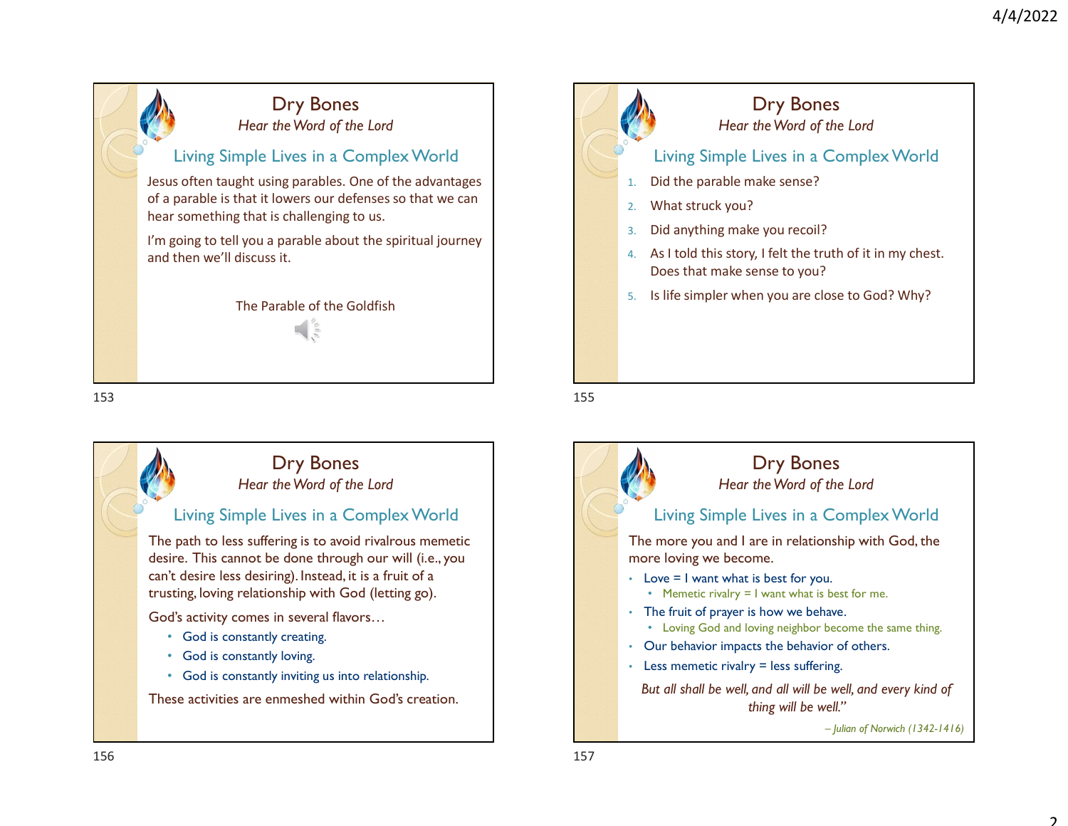# Dry Bones

*Hear the Word of the Lord*

## Living Simple Lives in a Complex World

Jesus often taught using parables. One of the advantages of a parable is that it lowers our defenses so that we can hear something that is challenging to us.

I'm going to tell you a parable about the spiritual journey and then we'll discuss it.

The Parable of the Goldfish

# Dry Bones

*Hear the Word of the Lord*

## Living Simple Lives in a Complex World

1. Did the parable make sense?
2. What struck you?
3. Did anything make you recoil?
4. As I told this story, I felt the truth of it in my chest. Does that make sense to you?
5. Is life simpler when you are close to God? Why?

# Dry Bones

*Hear the Word of the Lord*

## Living Simple Lives in a Complex World

The path to less suffering is to avoid rivalrous memetic desire. This cannot be done through our will (i.e., you can't desire less desiring). Instead, it is a fruit of a trusting, loving relationship with God (letting go).

God's activity comes in several flavors…

- God is constantly creating.
- God is constantly loving.
- God is constantly inviting us into relationship.

These activities are enmeshed within God's creation.

# Dry Bones

*Hear the Word of the Lord*

## Living Simple Lives in a Complex World

The more you and I are in relationship with God, the more loving we become.

- Love = I want what is best for you.
  - Memetic rivalry = I want what is best for me.
- The fruit of prayer is how we behave.
  - Loving God and loving neighbor become the same thing.
- Our behavior impacts the behavior of others.
- Less memetic rivalry = less suffering.

*But all shall be well, and all will be well, and every kind of thing will be well."*

*– Julian of Norwich (1342-1416)*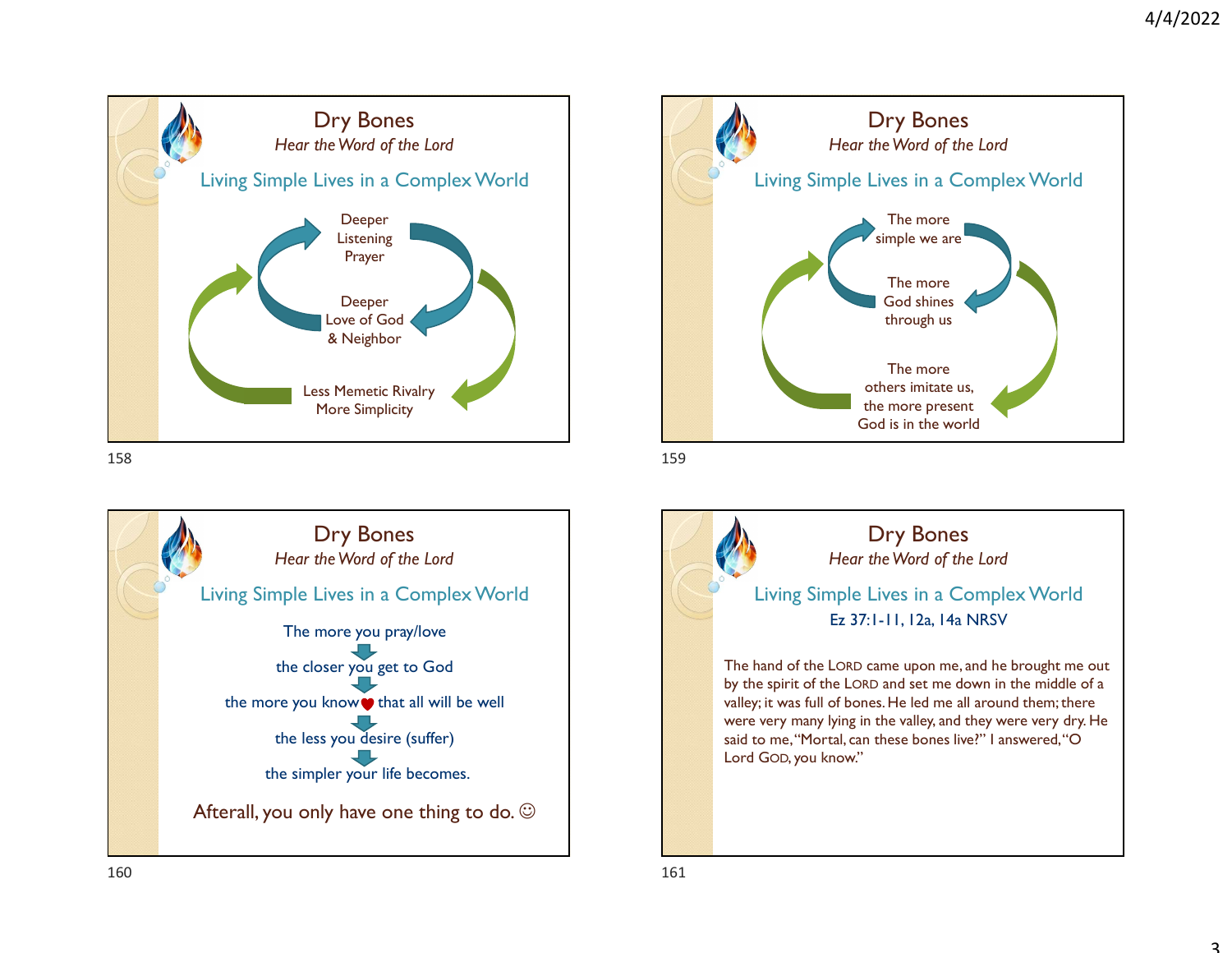# Dry Bones

*Hear the Word of the Lord*

## Living Simple Lives in a Complex World

Deeper Listening Prayer

Deeper Love of God & Neighbor

Less Memetic Rivalry More Simplicity

# Dry Bones

*Hear the Word of the Lord*

## Living Simple Lives in a Complex World

The more simple we are

The more God shines through us

The more others imitate us, the more present God is in the world

# Dry Bones

*Hear the Word of the Lord*

## Living Simple Lives in a Complex World

The more you pray/love

the closer you get to God

the more you know ♥ that all will be well

the less you desire (suffer)

the simpler your life becomes.

Afterall, you only have one thing to do. ☺

# Dry Bones

*Hear the Word of the Lord*

## Living Simple Lives in a Complex World

Ez 37:1-11, 12a, 14a NRSV

The hand of the LORD came upon me, and he brought me out by the spirit of the LORD and set me down in the middle of a valley; it was full of bones. He led me all around them; there were very many lying in the valley, and they were very dry. He said to me, "Mortal, can these bones live?" I answered, "O Lord GOD, you know."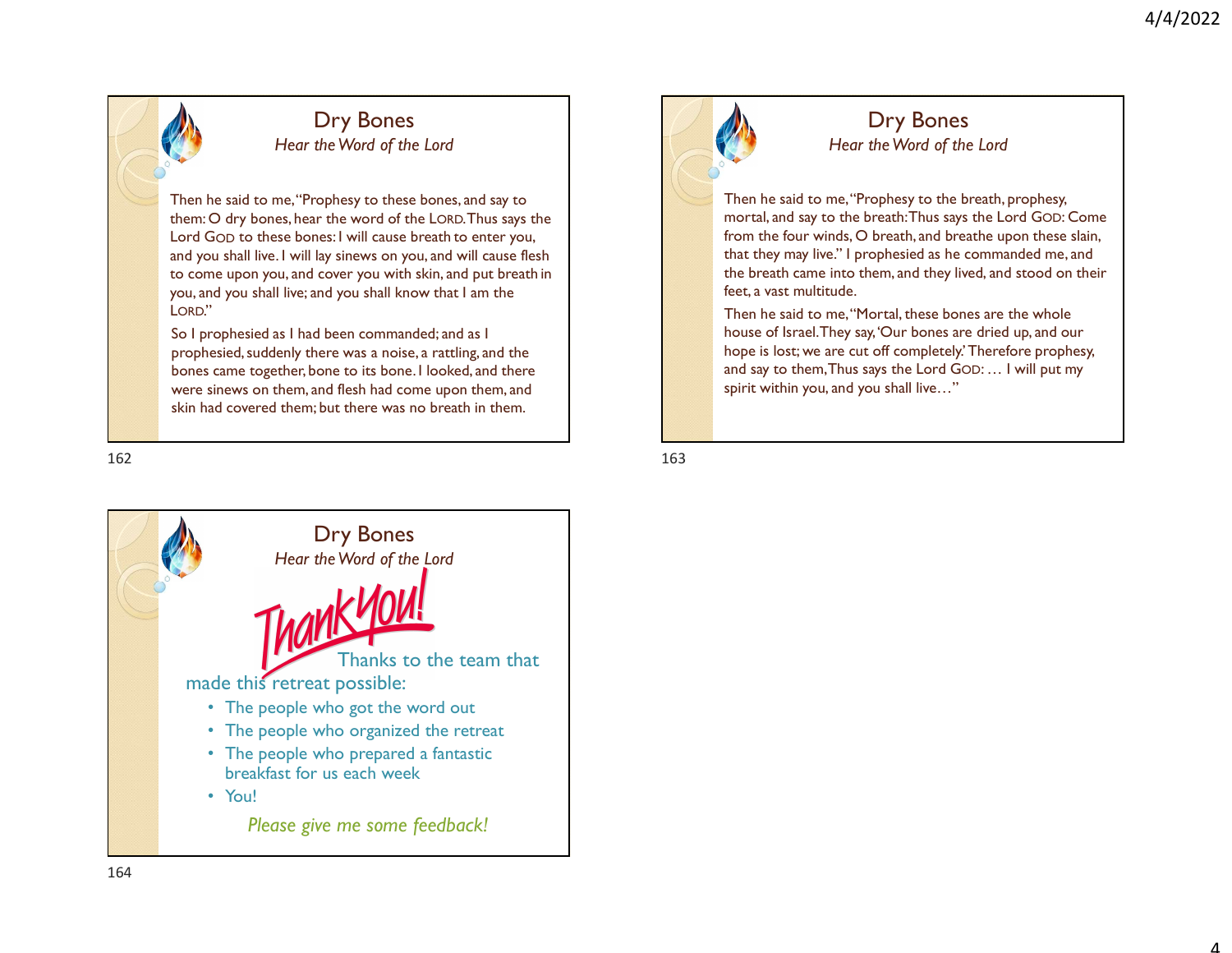## Dry Bones

*Hear the Word of the Lord*

Then he said to me, "Prophesy to these bones, and say to them: O dry bones, hear the word of the LORD. Thus says the Lord GOD to these bones: I will cause breath to enter you, and you shall live. I will lay sinews on you, and will cause flesh to come upon you, and cover you with skin, and put breath in you, and you shall live; and you shall know that I am the LORD."

So I prophesied as I had been commanded; and as I prophesied, suddenly there was a noise, a rattling, and the bones came together, bone to its bone. I looked, and there were sinews on them, and flesh had come upon them, and skin had covered them; but there was no breath in them.

## Dry Bones

*Hear the Word of the Lord*

Then he said to me, "Prophesy to the breath, prophesy, mortal, and say to the breath: Thus says the Lord GOD: Come from the four winds, O breath, and breathe upon these slain, that they may live." I prophesied as he commanded me, and the breath came into them, and they lived, and stood on their feet, a vast multitude.

Then he said to me, "Mortal, these bones are the whole house of Israel. They say, 'Our bones are dried up, and our hope is lost; we are cut off completely.' Therefore prophesy, and say to them, Thus says the Lord GOD: … I will put my spirit within you, and you shall live…"

## Dry Bones

*Hear the Word of the Lord*

Thank You!

Thanks to the team that made this retreat possible:

- The people who got the word out
- The people who organized the retreat
- The people who prepared a fantastic breakfast for us each week
- You!

*Please give me some feedback!*